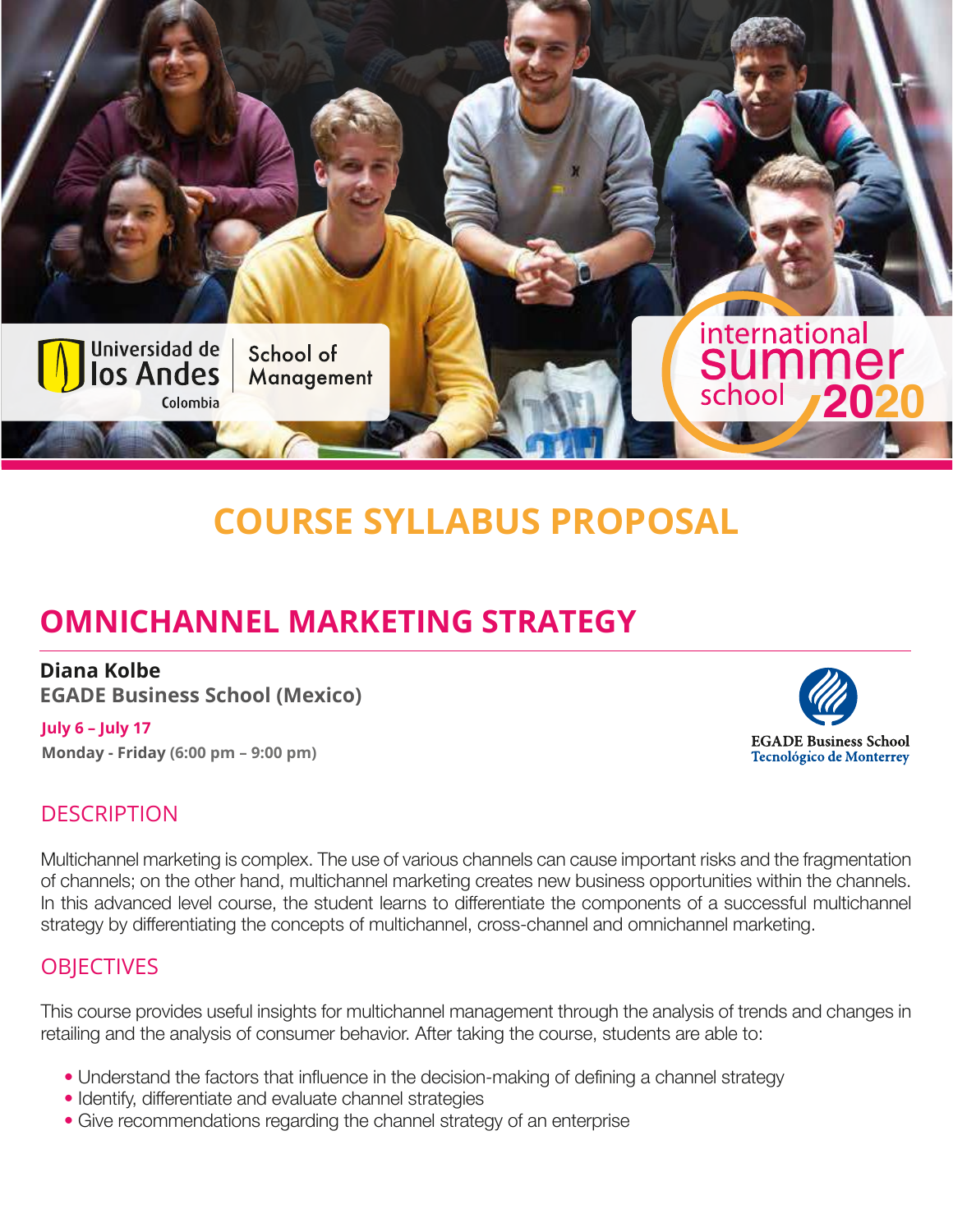Universidad de los Andes Colombia | School of Management

international summer school 2020

# COURSE SYLLABUS PROPOSAL

## OMNICHANNEL MARKETING STRATEGY

**Diana Kolbe**
**EGADE Business School (Mexico)**

**July 6 – July 17**
**Monday - Friday (6:00 pm – 9:00 pm)**

EGADE Business School
Tecnológico de Monterrey

### DESCRIPTION

Multichannel marketing is complex. The use of various channels can cause important risks and the fragmentation of channels; on the other hand, multichannel marketing creates new business opportunities within the channels. In this advanced level course, the student learns to differentiate the components of a successful multichannel strategy by differentiating the concepts of multichannel, cross-channel and omnichannel marketing.

### OBJECTIVES

This course provides useful insights for multichannel management through the analysis of trends and changes in retailing and the analysis of consumer behavior. After taking the course, students are able to:

- Understand the factors that influence in the decision-making of defining a channel strategy
- Identify, differentiate and evaluate channel strategies
- Give recommendations regarding the channel strategy of an enterprise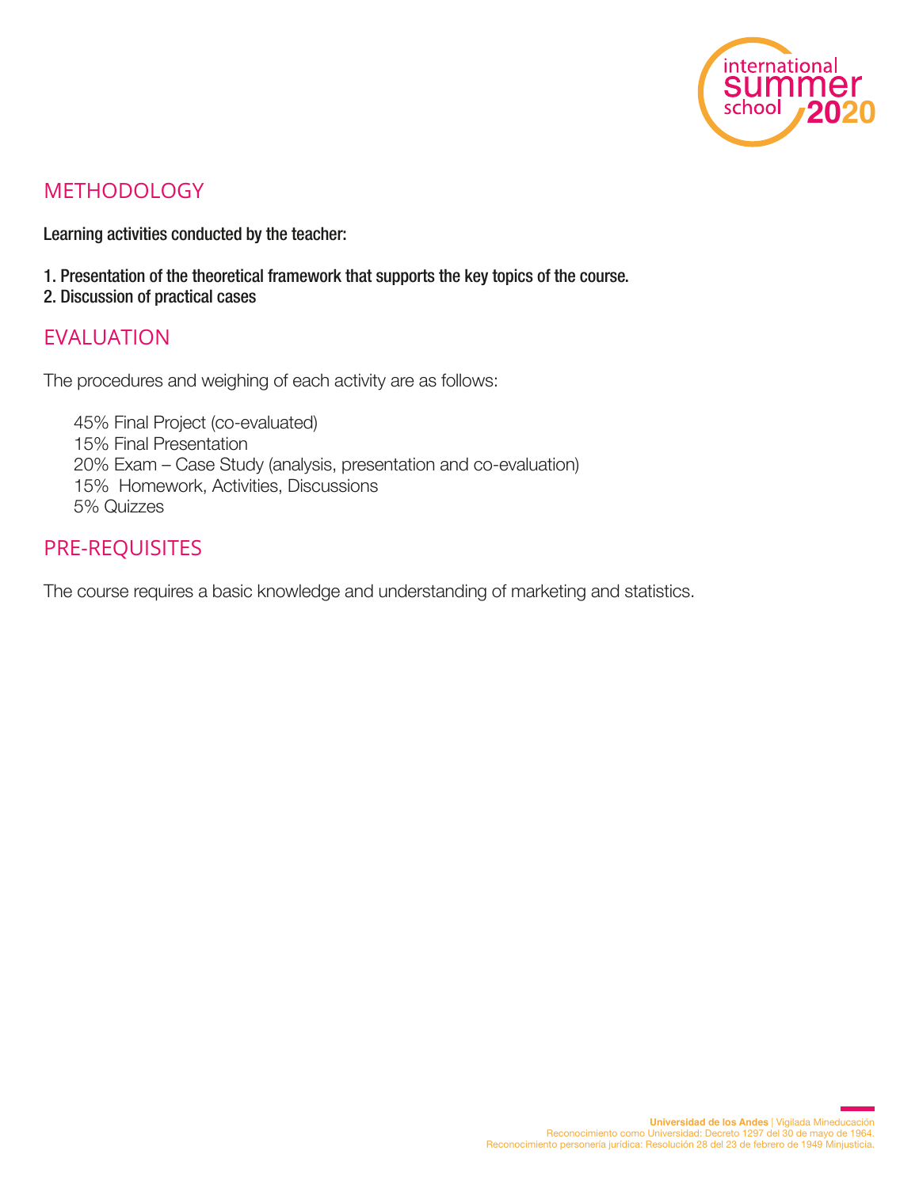## METHODOLOGY

**Learning activities conducted by the teacher:**

1. Presentation of the theoretical framework that supports the key topics of the course.
2. Discussion of practical cases

## EVALUATION

The procedures and weighing of each activity are as follows:

- 45% Final Project (co-evaluated)
- 15% Final Presentation
- 20% Exam – Case Study (analysis, presentation and co-evaluation)
- 15% Homework, Activities, Discussions
- 5% Quizzes

## PRE-REQUISITES

The course requires a basic knowledge and understanding of marketing and statistics.